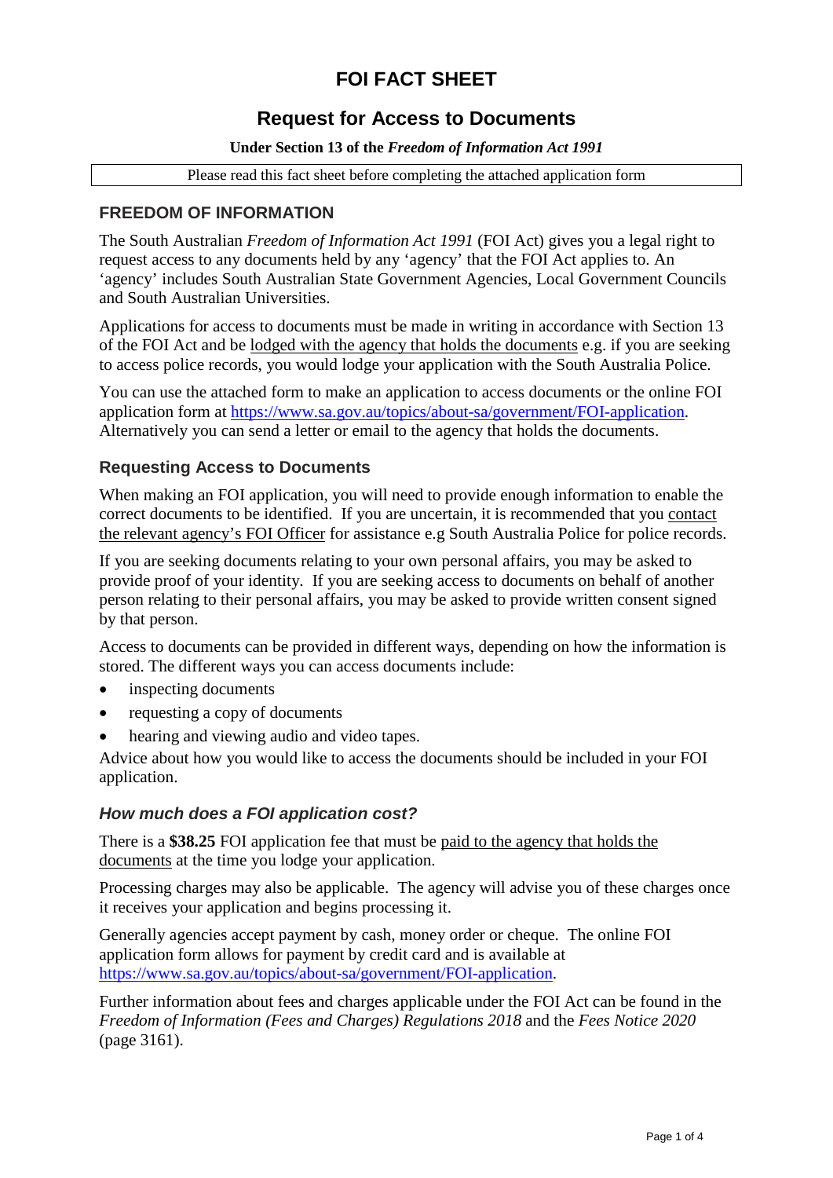# FOI FACT SHEET

## Request for Access to Documents

**Under Section 13 of the *Freedom of Information Act 1991***

Please read this fact sheet before completing the attached application form

## FREEDOM OF INFORMATION

The South Australian *Freedom of Information Act 1991* (FOI Act) gives you a legal right to request access to any documents held by any 'agency' that the FOI Act applies to. An 'agency' includes South Australian State Government Agencies, Local Government Councils and South Australian Universities.

Applications for access to documents must be made in writing in accordance with Section 13 of the FOI Act and be lodged with the agency that holds the documents e.g. if you are seeking to access police records, you would lodge your application with the South Australia Police.

You can use the attached form to make an application to access documents or the online FOI application form at https://www.sa.gov.au/topics/about-sa/government/FOI-application. Alternatively you can send a letter or email to the agency that holds the documents.

### Requesting Access to Documents

When making an FOI application, you will need to provide enough information to enable the correct documents to be identified. If you are uncertain, it is recommended that you contact the relevant agency's FOI Officer for assistance e.g South Australia Police for police records.

If you are seeking documents relating to your own personal affairs, you may be asked to provide proof of your identity. If you are seeking access to documents on behalf of another person relating to their personal affairs, you may be asked to provide written consent signed by that person.

Access to documents can be provided in different ways, depending on how the information is stored. The different ways you can access documents include:

- inspecting documents
- requesting a copy of documents
- hearing and viewing audio and video tapes.

Advice about how you would like to access the documents should be included in your FOI application.

### *How much does a FOI application cost?*

There is a **$38.25** FOI application fee that must be paid to the agency that holds the documents at the time you lodge your application.

Processing charges may also be applicable. The agency will advise you of these charges once it receives your application and begins processing it.

Generally agencies accept payment by cash, money order or cheque. The online FOI application form allows for payment by credit card and is available at https://www.sa.gov.au/topics/about-sa/government/FOI-application.

Further information about fees and charges applicable under the FOI Act can be found in the *Freedom of Information (Fees and Charges) Regulations 2018* and the *Fees Notice 2020* (page 3161).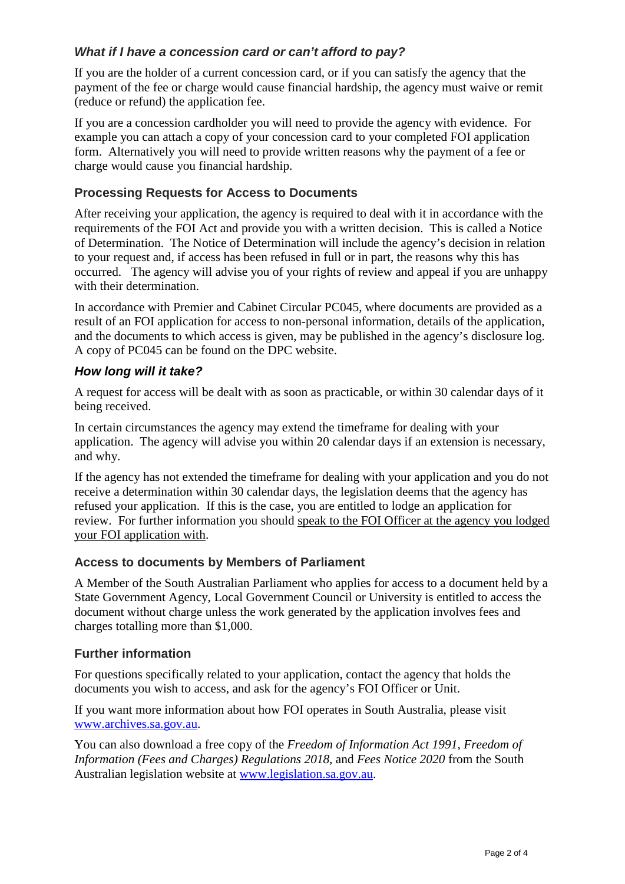### *What if I have a concession card or can't afford to pay?*

If you are the holder of a current concession card, or if you can satisfy the agency that the payment of the fee or charge would cause financial hardship, the agency must waive or remit (reduce or refund) the application fee.

If you are a concession cardholder you will need to provide the agency with evidence. For example you can attach a copy of your concession card to your completed FOI application form. Alternatively you will need to provide written reasons why the payment of a fee or charge would cause you financial hardship.

### Processing Requests for Access to Documents

After receiving your application, the agency is required to deal with it in accordance with the requirements of the FOI Act and provide you with a written decision. This is called a Notice of Determination. The Notice of Determination will include the agency's decision in relation to your request and, if access has been refused in full or in part, the reasons why this has occurred. The agency will advise you of your rights of review and appeal if you are unhappy with their determination.

In accordance with Premier and Cabinet Circular PC045, where documents are provided as a result of an FOI application for access to non-personal information, details of the application, and the documents to which access is given, may be published in the agency's disclosure log. A copy of PC045 can be found on the DPC website.

### *How long will it take?*

A request for access will be dealt with as soon as practicable, or within 30 calendar days of it being received.

In certain circumstances the agency may extend the timeframe for dealing with your application. The agency will advise you within 20 calendar days if an extension is necessary, and why.

If the agency has not extended the timeframe for dealing with your application and you do not receive a determination within 30 calendar days, the legislation deems that the agency has refused your application. If this is the case, you are entitled to lodge an application for review. For further information you should speak to the FOI Officer at the agency you lodged your FOI application with.

### Access to documents by Members of Parliament

A Member of the South Australian Parliament who applies for access to a document held by a State Government Agency, Local Government Council or University is entitled to access the document without charge unless the work generated by the application involves fees and charges totalling more than $1,000.

### Further information

For questions specifically related to your application, contact the agency that holds the documents you wish to access, and ask for the agency's FOI Officer or Unit.

If you want more information about how FOI operates in South Australia, please visit www.archives.sa.gov.au.

You can also download a free copy of the *Freedom of Information Act 1991*, *Freedom of Information (Fees and Charges) Regulations 2018*, and *Fees Notice 2020* from the South Australian legislation website at www.legislation.sa.gov.au.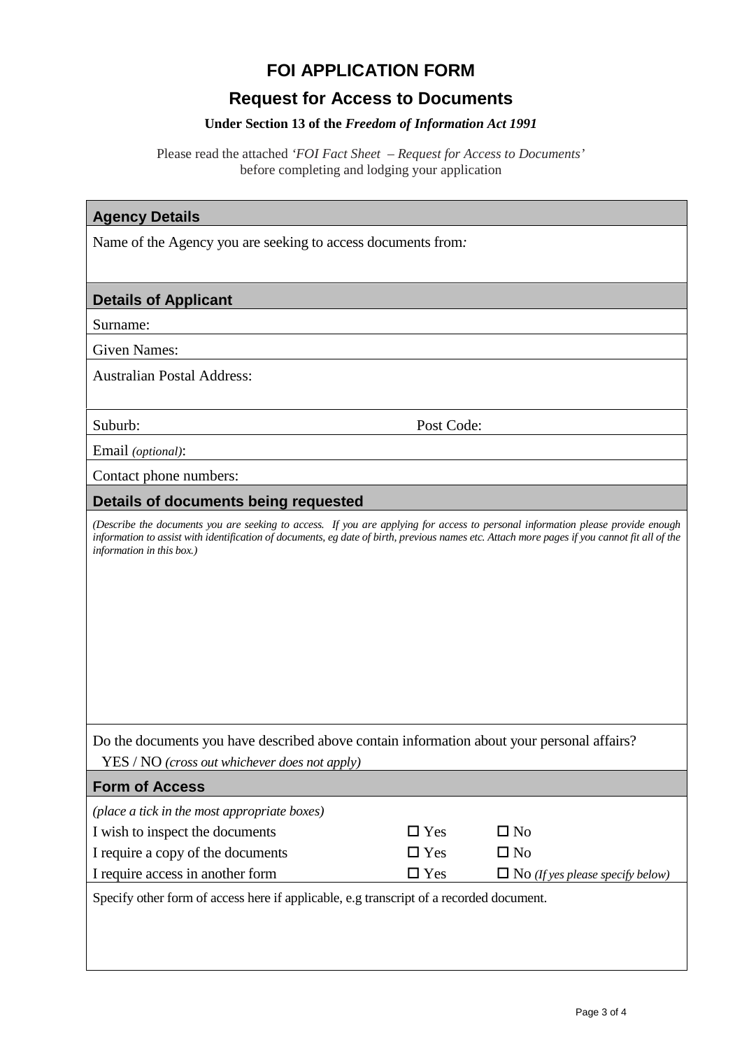# FOI APPLICATION FORM

## Request for Access to Documents

**Under Section 13 of the *Freedom of Information Act 1991***

Please read the attached *'FOI Fact Sheet – Request for Access to Documents'* before completing and lodging your application

| **Agency Details** |
|---|
| Name of the Agency you are seeking to access documents from: |

| **Details of Applicant** | |
|---|---|
| Surname: | |
| Given Names: | |
| Australian Postal Address: | |
| Suburb: | Post Code: |
| Email *(optional)*: | |
| Contact phone numbers: | |

| **Details of documents being requested** |
|---|
| *(Describe the documents you are seeking to access. If you are applying for access to personal information please provide enough information to assist with identification of documents, eg date of birth, previous names etc. Attach more pages if you cannot fit all of the information in this box.)* |
| Do the documents you have described above contain information about your personal affairs? YES / NO *(cross out whichever does not apply)* |

| **Form of Access** | | |
|---|---|---|
| *(place a tick in the most appropriate boxes)* | | |
| I wish to inspect the documents | ☐ Yes | ☐ No |
| I require a copy of the documents | ☐ Yes | ☐ No |
| I require access in another form | ☐ Yes | ☐ No *(If yes please specify below)* |
| Specify other form of access here if applicable, e.g transcript of a recorded document. | | |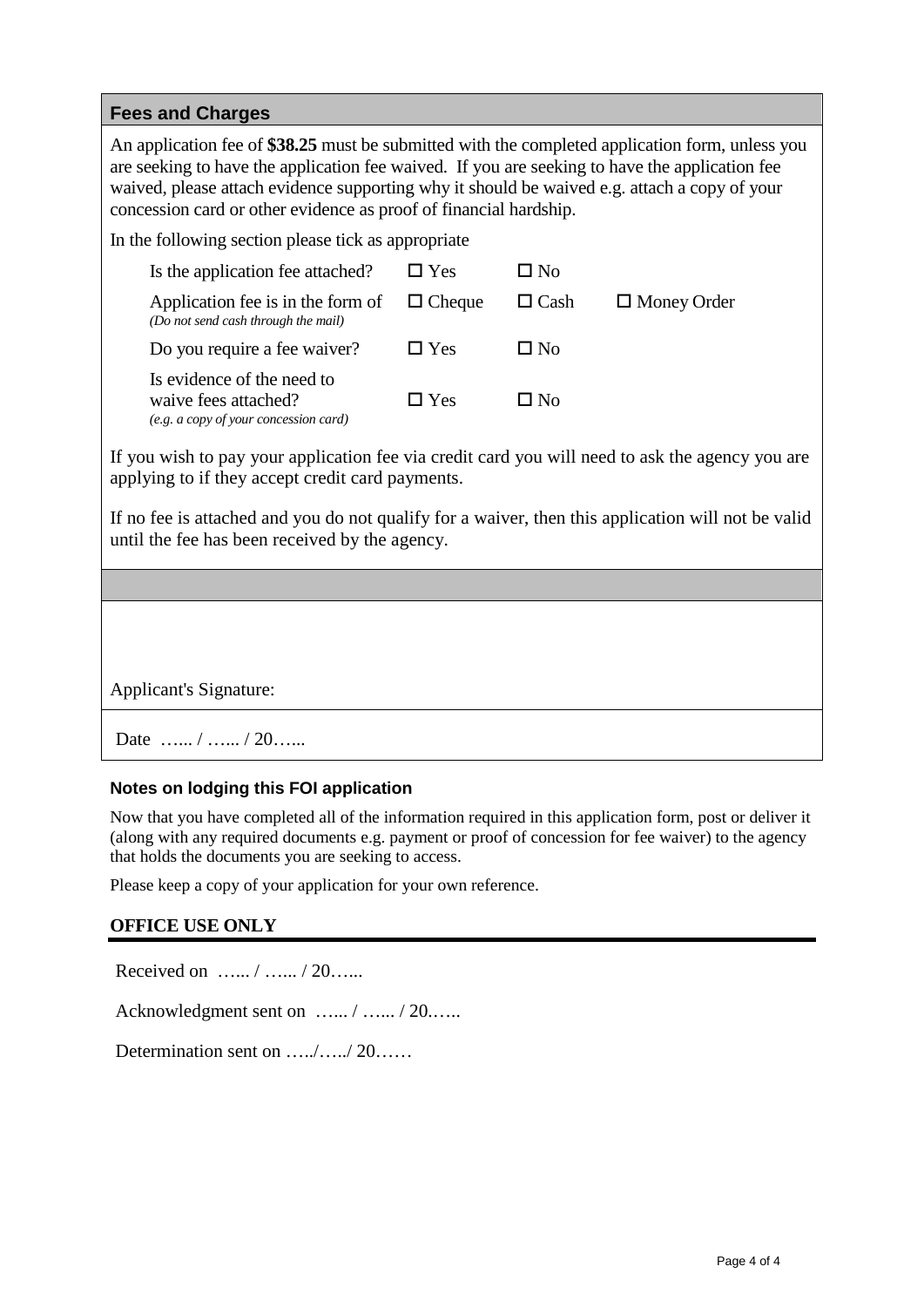## Fees and Charges

An application fee of **$38.25** must be submitted with the completed application form, unless you are seeking to have the application fee waived. If you are seeking to have the application fee waived, please attach evidence supporting why it should be waived e.g. attach a copy of your concession card or other evidence as proof of financial hardship.

In the following section please tick as appropriate

| | | | |
|---|---|---|---|
| Is the application fee attached? | ☐ Yes | ☐ No | |
| Application fee is in the form of *(Do not send cash through the mail)* | ☐ Cheque | ☐ Cash | ☐ Money Order |
| Do you require a fee waiver? | ☐ Yes | ☐ No | |
| Is evidence of the need to waive fees attached? *(e.g. a copy of your concession card)* | ☐ Yes | ☐ No | |

If you wish to pay your application fee via credit card you will need to ask the agency you are applying to if they accept credit card payments.

If no fee is attached and you do not qualify for a waiver, then this application will not be valid until the fee has been received by the agency.

Applicant's Signature:

Date …... / …... / 20…...

### Notes on lodging this FOI application

Now that you have completed all of the information required in this application form, post or deliver it (along with any required documents e.g. payment or proof of concession for fee waiver) to the agency that holds the documents you are seeking to access.

Please keep a copy of your application for your own reference.

### OFFICE USE ONLY

Received on …... / …... / 20…...

Acknowledgment sent on …... / …... / 20.…..

Determination sent on …../…../ 20……